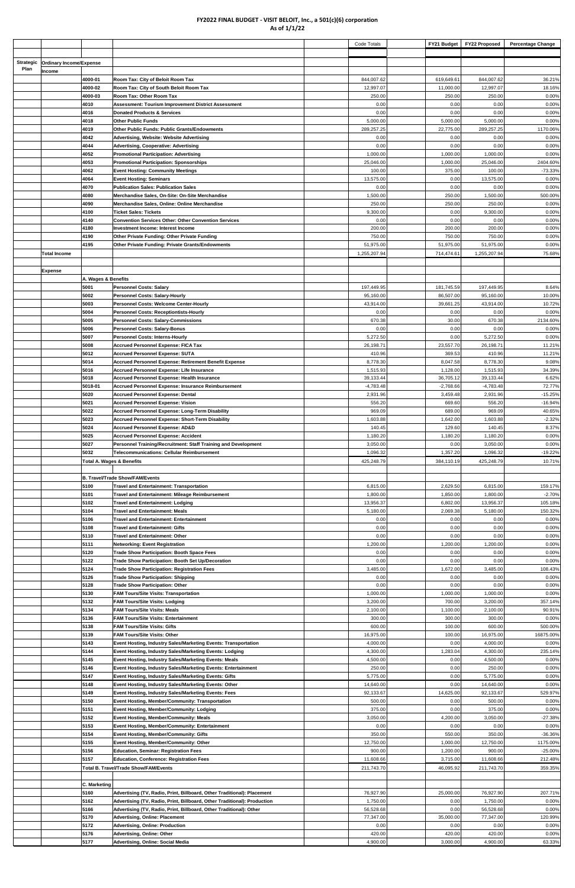# FY2022 FINAL BUDGET - VISIT BELOIT, Inc., a 501(c)(6) corporation

**As of 1/1/22**

| Strategic Plan | | | | Code Totals | FY21 Budget | FY22 Proposed | Percentage Change |
|---|---|---|---|---|---|---|---|
| | **Ordinary Income/Expense** | | | | | | |
| | **Income** | | | | | | |
| | | 4000-01 | Room Tax: City of Beloit Room Tax | 844,007.62 | 619,649.61 | 844,007.62 | 36.21% |
| | | 4000-02 | Room Tax: City of South Beloit Room Tax | 12,997.07 | 11,000.00 | 12,997.07 | 18.16% |
| | | 4000-03 | Room Tax: Other Room Tax | 250.00 | 250.00 | 250.00 | 0.00% |
| | | 4010 | Assessment: Tourism Improvement District Assessment | 0.00 | 0.00 | 0.00 | 0.00% |
| | | 4016 | Donated Products & Services | 0.00 | 0.00 | 0.00 | 0.00% |
| | | 4018 | Other Public Funds | 5,000.00 | 5,000.00 | 5,000.00 | 0.00% |
| | | 4019 | Other Public Funds: Public Grants/Endowments | 289,257.25 | 22,775.00 | 289,257.25 | 1170.06% |
| | | 4042 | Advertising, Website: Website Advertising | 0.00 | 0.00 | 0.00 | 0.00% |
| | | 4044 | Advertising, Cooperative: Advertising | 0.00 | 0.00 | 0.00 | 0.00% |
| | | 4052 | Promotional Participation: Advertising | 1,000.00 | 1,000.00 | 1,000.00 | 0.00% |
| | | 4053 | Promotional Participation: Sponsorships | 25,046.00 | 1,000.00 | 25,046.00 | 2404.60% |
| | | 4062 | Event Hosting: Community Meetings | 100.00 | 375.00 | 100.00 | -73.33% |
| | | 4064 | Event Hosting: Seminars | 13,575.00 | 0.00 | 13,575.00 | 0.00% |
| | | 4070 | Publication Sales: Publication Sales | 0.00 | 0.00 | 0.00 | 0.00% |
| | | 4080 | Merchandise Sales, On-Site: On-Site Merchandise | 1,500.00 | 250.00 | 1,500.00 | 500.00% |
| | | 4090 | Merchandise Sales, Online: Online Merchandise | 250.00 | 250.00 | 250.00 | 0.00% |
| | | 4100 | Ticket Sales: Tickets | 9,300.00 | 0.00 | 9,300.00 | 0.00% |
| | | 4140 | Convention Services Other: Other Convention Services | 0.00 | 0.00 | 0.00 | 0.00% |
| | | 4180 | Investment Income: Interest Income | 200.00 | 200.00 | 200.00 | 0.00% |
| | | 4190 | Other Private Funding: Other Private Funding | 750.00 | 750.00 | 750.00 | 0.00% |
| | | 4195 | Other Private Funding: Private Grants/Endowments | 51,975.00 | 51,975.00 | 51,975.00 | 0.00% |
| | **Total Income** | | | 1,255,207.94 | 714,474.61 | 1,255,207.94 | 75.68% |
| | **Expense** | | | | | | |
| | | **A. Wages & Benefits** | | | | | |
| | | 5001 | Personnel Costs: Salary | 197,449.95 | 181,745.59 | 197,449.95 | 8.64% |
| | | 5002 | Personnel Costs: Salary-Hourly | 95,160.00 | 86,507.00 | 95,160.00 | 10.00% |
| | | 5003 | Personnel Costs: Welcome Center-Hourly | 43,914.00 | 39,661.25 | 43,914.00 | 10.72% |
| | | 5004 | Personnel Costs: Receptiontists-Hourly | 0.00 | 0.00 | 0.00 | 0.00% |
| | | 5005 | Personnel Costs: Salary-Commissions | 670.38 | 30.00 | 670.38 | 2134.60% |
| | | 5006 | Personnel Costs: Salary-Bonus | 0.00 | 0.00 | 0.00 | 0.00% |
| | | 5007 | Personnel Costs: Interns-Hourly | 5,272.50 | 0.00 | 5,272.50 | 0.00% |
| | | 5008 | Accrued Personnel Expense: FICA Tax | 26,198.71 | 23,557.70 | 26,198.71 | 11.21% |
| | | 5012 | Accrued Personnel Expense: SUTA | 410.96 | 369.53 | 410.96 | 11.21% |
| | | 5014 | Accrued Personnel Expense: Retirement Benefit Expense | 8,778.30 | 8,047.58 | 8,778.30 | 9.08% |
| | | 5016 | Accrued Personnel Expense: Life Insurance | 1,515.93 | 1,128.00 | 1,515.93 | 34.39% |
| | | 5018 | Accrued Personnel Expense: Health Insurance | 39,133.44 | 36,705.12 | 39,133.44 | 6.62% |
| | | 5018-01 | Accrued Personnel Expense: Insurance Reimbursement | -4,783.48 | -2,768.66 | -4,783.48 | 72.77% |
| | | 5020 | Accrued Personnel Expense: Dental | 2,931.96 | 3,459.48 | 2,931.96 | -15.25% |
| | | 5021 | Accrued Personnel Expense: Vision | 556.20 | 669.60 | 556.20 | -16.94% |
| | | 5022 | Accrued Personnel Expense: Long-Term Disability | 969.09 | 689.00 | 969.09 | 40.65% |
| | | 5023 | Accrued Personnel Expense: Short-Term Disability | 1,603.88 | 1,642.00 | 1,603.88 | -2.32% |
| | | 5024 | Accrued Personnel Expense: AD&D | 140.45 | 129.60 | 140.45 | 8.37% |
| | | 5025 | Accrued Personnel Expense: Accident | 1,180.20 | 1,180.20 | 1,180.20 | 0.00% |
| | | 5027 | Personnel Training/Recruitment: Staff Training and Development | 3,050.00 | 0.00 | 3,050.00 | 0.00% |
| | | 5032 | Telecommunications: Cellular Reimbursement | 1,096.32 | 1,357.20 | 1,096.32 | -19.22% |
| | | **Total A. Wages & Benefits** | | 425,248.79 | 384,110.19 | 425,248.79 | 10.71% |
| | | **B. Travel/Trade Show/FAM/Events** | | | | | |
| | | 5100 | Travel and Entertainment: Transportation | 6,815.00 | 2,629.50 | 6,815.00 | 159.17% |
| | | 5101 | Travel and Entertainment: Mileage Reimbursement | 1,800.00 | 1,850.00 | 1,800.00 | -2.70% |
| | | 5102 | Travel and Entertainment: Lodging | 13,956.37 | 6,802.00 | 13,956.37 | 105.18% |
| | | 5104 | Travel and Entertainment: Meals | 5,180.00 | 2,069.38 | 5,180.00 | 150.32% |
| | | 5106 | Travel and Entertainment: Entertainment | 0.00 | 0.00 | 0.00 | 0.00% |
| | | 5108 | Travel and Entertainment: Gifts | 0.00 | 0.00 | 0.00 | 0.00% |
| | | 5110 | Travel and Entertainment: Other | 0.00 | 0.00 | 0.00 | 0.00% |
| | | 5111 | Networking: Event Registration | 1,200.00 | 1,200.00 | 1,200.00 | 0.00% |
| | | 5120 | Trade Show Participation: Booth Space Fees | 0.00 | 0.00 | 0.00 | 0.00% |
| | | 5122 | Trade Show Participation: Booth Set Up/Decoration | 0.00 | 0.00 | 0.00 | 0.00% |
| | | 5124 | Trade Show Participation: Registration Fees | 3,485.00 | 1,672.00 | 3,485.00 | 108.43% |
| | | 5126 | Trade Show Participation: Shipping | 0.00 | 0.00 | 0.00 | 0.00% |
| | | 5128 | Trade Show Participation: Other | 0.00 | 0.00 | 0.00 | 0.00% |
| | | 5130 | FAM Tours/Site Visits: Transportation | 1,000.00 | 1,000.00 | 1,000.00 | 0.00% |
| | | 5132 | FAM Tours/Site Visits: Lodging | 3,200.00 | 700.00 | 3,200.00 | 357.14% |
| | | 5134 | FAM Tours/Site Visits: Meals | 2,100.00 | 1,100.00 | 2,100.00 | 90.91% |
| | | 5136 | FAM Tours/Site Visits: Entertainment | 300.00 | 300.00 | 300.00 | 0.00% |
| | | 5138 | FAM Tours/Site Visits: Gifts | 600.00 | 100.00 | 600.00 | 500.00% |
| | | 5139 | FAM Tours/Site Visits: Other | 16,975.00 | 100.00 | 16,975.00 | 16875.00% |
| | | 5143 | Event Hosting, Industry Sales/Marketing Events: Transportation | 4,000.00 | 0.00 | 4,000.00 | 0.00% |
| | | 5144 | Event Hosting, Industry Sales/Marketing Events: Lodging | 4,300.00 | 1,283.04 | 4,300.00 | 235.14% |
| | | 5145 | Event Hosting, Industry Sales/Marketing Events: Meals | 4,500.00 | 0.00 | 4,500.00 | 0.00% |
| | | 5146 | Event Hosting, Industry Sales/Marketing Events: Entertainment | 250.00 | 0.00 | 250.00 | 0.00% |
| | | 5147 | Event Hosting, Industry Sales/Marketing Events: Gifts | 5,775.00 | 0.00 | 5,775.00 | 0.00% |
| | | 5148 | Event Hosting, Industry Sales/Marketing Events: Other | 14,640.00 | 0.00 | 14,640.00 | 0.00% |
| | | 5149 | Event Hosting, Industry Sales/Marketing Events: Fees | 92,133.67 | 14,625.00 | 92,133.67 | 529.97% |
| | | 5150 | Event Hosting, Member/Community: Transportation | 500.00 | 0.00 | 500.00 | 0.00% |
| | | 5151 | Event Hosting, Member/Community: Lodging | 375.00 | 0.00 | 375.00 | 0.00% |
| | | 5152 | Event Hosting, Member/Community: Meals | 3,050.00 | 4,200.00 | 3,050.00 | -27.38% |
| | | 5153 | Event Hosting, Member/Community: Entertainment | 0.00 | 0.00 | 0.00 | 0.00% |
| | | 5154 | Event Hosting, Member/Community: Gifts | 350.00 | 550.00 | 350.00 | -36.36% |
| | | 5155 | Event Hosting, Member/Community: Other | 12,750.00 | 1,000.00 | 12,750.00 | 1175.00% |
| | | 5156 | Education, Seminar: Registration Fees | 900.00 | 1,200.00 | 900.00 | -25.00% |
| | | 5157 | Education, Conference: Registration Fees | 11,608.66 | 3,715.00 | 11,608.66 | 212.48% |
| | | **Total B. Travel/Trade Show/FAM/Events** | | 211,743.70 | 46,095.92 | 211,743.70 | 359.35% |
| | | **C. Marketing** | | | | | |
| | | 5160 | Advertising (TV, Radio, Print, Billboard, Other Traditional): Placement | 76,927.90 | 25,000.00 | 76,927.90 | 207.71% |
| | | 5162 | Advertising (TV, Radio, Print, Billboard, Other Traditional): Production | 1,750.00 | 0.00 | 1,750.00 | 0.00% |
| | | 5166 | Advertising (TV, Radio, Print, Billboard, Other Traditional): Other | 56,528.68 | 0.00 | 56,528.68 | 0.00% |
| | | 5170 | Advertising, Online: Placement | 77,347.00 | 35,000.00 | 77,347.00 | 120.99% |
| | | 5172 | Advertising, Online: Production | 0.00 | 0.00 | 0.00 | 0.00% |
| | | 5176 | Advertising, Online: Other | 420.00 | 420.00 | 420.00 | 0.00% |
| | | 5177 | Advertising, Online: Social Media | 4,900.00 | 3,000.00 | 4,900.00 | 63.33% |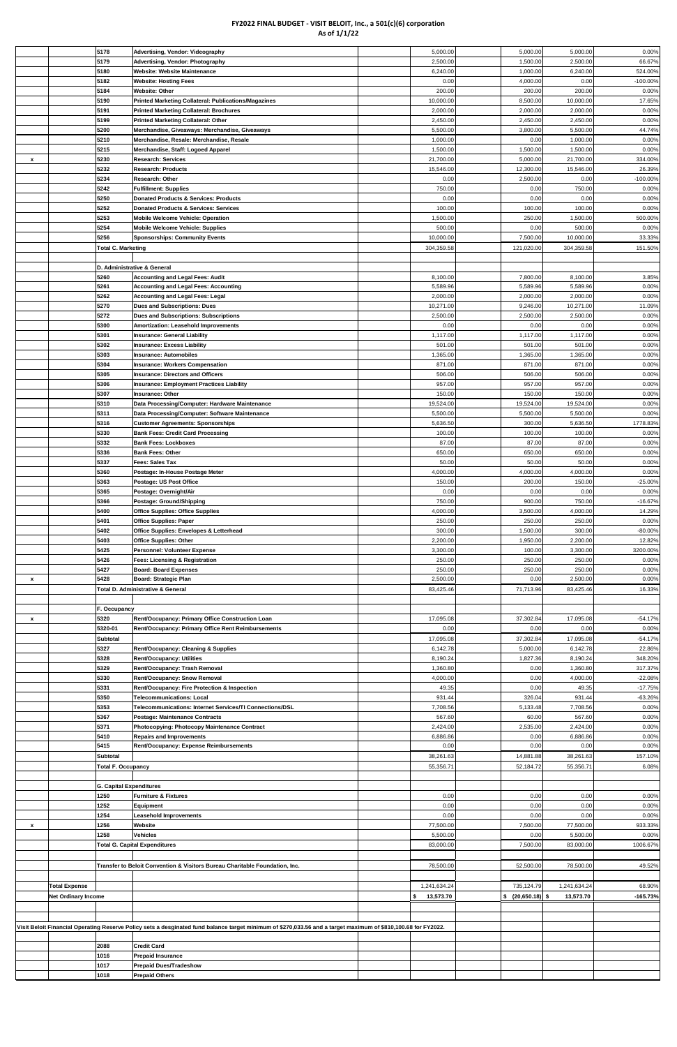# FY2022 FINAL BUDGET - VISIT BELOIT, Inc., a 501(c)(6) corporation

**As of 1/1/22**

| | | | | | | | | | |
|---|---|---|---|---|---|---|---|---|---|
| | | 5178 | Advertising, Vendor: Videography | | 5,000.00 | | 5,000.00 | 5,000.00 | 0.00% |
| | | 5179 | Advertising, Vendor: Photography | | 2,500.00 | | 1,500.00 | 2,500.00 | 66.67% |
| | | 5180 | Website: Website Maintenance | | 6,240.00 | | 1,000.00 | 6,240.00 | 524.00% |
| | | 5182 | Website: Hosting Fees | | 0.00 | | 4,000.00 | 0.00 | -100.00% |
| | | 5184 | Website: Other | | 200.00 | | 200.00 | 200.00 | 0.00% |
| | | 5190 | Printed Marketing Collateral: Publications/Magazines | | 10,000.00 | | 8,500.00 | 10,000.00 | 17.65% |
| | | 5191 | Printed Marketing Collateral: Brochures | | 2,000.00 | | 2,000.00 | 2,000.00 | 0.00% |
| | | 5199 | Printed Marketing Collateral: Other | | 2,450.00 | | 2,450.00 | 2,450.00 | 0.00% |
| | | 5200 | Merchandise, Giveaways: Merchandise, Giveaways | | 5,500.00 | | 3,800.00 | 5,500.00 | 44.74% |
| | | 5210 | Merchandise, Resale: Merchandise, Resale | | 1,000.00 | | 0.00 | 1,000.00 | 0.00% |
| | | 5215 | Merchandise, Staff: Logoed Apparel | | 1,500.00 | | 1,500.00 | 1,500.00 | 0.00% |
| x | | 5230 | Research: Services | | 21,700.00 | | 5,000.00 | 21,700.00 | 334.00% |
| | | 5232 | Research: Products | | 15,546.00 | | 12,300.00 | 15,546.00 | 26.39% |
| | | 5234 | Research: Other | | 0.00 | | 2,500.00 | 0.00 | -100.00% |
| | | 5242 | Fulfillment: Supplies | | 750.00 | | 0.00 | 750.00 | 0.00% |
| | | 5250 | Donated Products & Services: Products | | 0.00 | | 0.00 | 0.00 | 0.00% |
| | | 5252 | Donated Products & Services: Services | | 100.00 | | 100.00 | 100.00 | 0.00% |
| | | 5253 | Mobile Welcome Vehicle: Operation | | 1,500.00 | | 250.00 | 1,500.00 | 500.00% |
| | | 5254 | Mobile Welcome Vehicle: Supplies | | 500.00 | | 0.00 | 500.00 | 0.00% |
| | | 5256 | Sponsorships: Community Events | | 10,000.00 | | 7,500.00 | 10,000.00 | 33.33% |
| | | Total C. Marketing | | | 304,359.58 | | 121,020.00 | 304,359.58 | 151.50% |
| | | | | | | | | | |
| | | D. Administrative & General | | | | | | | |
| | | 5260 | Accounting and Legal Fees: Audit | | 8,100.00 | | 7,800.00 | 8,100.00 | 3.85% |
| | | 5261 | Accounting and Legal Fees: Accounting | | 5,589.96 | | 5,589.96 | 5,589.96 | 0.00% |
| | | 5262 | Accounting and Legal Fees: Legal | | 2,000.00 | | 2,000.00 | 2,000.00 | 0.00% |
| | | 5270 | Dues and Subscriptions: Dues | | 10,271.00 | | 9,246.00 | 10,271.00 | 11.09% |
| | | 5272 | Dues and Subscriptions: Subscriptions | | 2,500.00 | | 2,500.00 | 2,500.00 | 0.00% |
| | | 5300 | Amortization: Leasehold Improvements | | 0.00 | | 0.00 | 0.00 | 0.00% |
| | | 5301 | Insurance: General Liability | | 1,117.00 | | 1,117.00 | 1,117.00 | 0.00% |
| | | 5302 | Insurance: Excess Liability | | 501.00 | | 501.00 | 501.00 | 0.00% |
| | | 5303 | Insurance: Automobiles | | 1,365.00 | | 1,365.00 | 1,365.00 | 0.00% |
| | | 5304 | Insurance: Workers Compensation | | 871.00 | | 871.00 | 871.00 | 0.00% |
| | | 5305 | Insurance: Directors and Officers | | 506.00 | | 506.00 | 506.00 | 0.00% |
| | | 5306 | Insurance: Employment Practices Liability | | 957.00 | | 957.00 | 957.00 | 0.00% |
| | | 5307 | Insurance: Other | | 150.00 | | 150.00 | 150.00 | 0.00% |
| | | 5310 | Data Processing/Computer: Hardware Maintenance | | 19,524.00 | | 19,524.00 | 19,524.00 | 0.00% |
| | | 5311 | Data Processing/Computer: Software Maintenance | | 5,500.00 | | 5,500.00 | 5,500.00 | 0.00% |
| | | 5316 | Customer Agreements: Sponsorships | | 5,636.50 | | 300.00 | 5,636.50 | 1778.83% |
| | | 5330 | Bank Fees: Credit Card Processing | | 100.00 | | 100.00 | 100.00 | 0.00% |
| | | 5332 | Bank Fees: Lockboxes | | 87.00 | | 87.00 | 87.00 | 0.00% |
| | | 5336 | Bank Fees: Other | | 650.00 | | 650.00 | 650.00 | 0.00% |
| | | 5337 | Fees: Sales Tax | | 50.00 | | 50.00 | 50.00 | 0.00% |
| | | 5360 | Postage: In-House Postage Meter | | 4,000.00 | | 4,000.00 | 4,000.00 | 0.00% |
| | | 5363 | Postage: US Post Office | | 150.00 | | 200.00 | 150.00 | -25.00% |
| | | 5365 | Postage: Overnight/Air | | 0.00 | | 0.00 | 0.00 | 0.00% |
| | | 5366 | Postage: Ground/Shipping | | 750.00 | | 900.00 | 750.00 | -16.67% |
| | | 5400 | Office Supplies: Office Supplies | | 4,000.00 | | 3,500.00 | 4,000.00 | 14.29% |
| | | 5401 | Office Supplies: Paper | | 250.00 | | 250.00 | 250.00 | 0.00% |
| | | 5402 | Office Supplies: Envelopes & Letterhead | | 300.00 | | 1,500.00 | 300.00 | -80.00% |
| | | 5403 | Office Supplies: Other | | 2,200.00 | | 1,950.00 | 2,200.00 | 12.82% |
| | | 5425 | Personnel: Volunteer Expense | | 3,300.00 | | 100.00 | 3,300.00 | 3200.00% |
| | | 5426 | Fees: Licensing & Registration | | 250.00 | | 250.00 | 250.00 | 0.00% |
| | | 5427 | Board: Board Expenses | | 250.00 | | 250.00 | 250.00 | 0.00% |
| x | | 5428 | Board: Strategic Plan | | 2,500.00 | | 0.00 | 2,500.00 | 0.00% |
| | | Total D. Administrative & General | | | 83,425.46 | | 71,713.96 | 83,425.46 | 16.33% |
| | | | | | | | | | |
| | | F. Occupancy | | | | | | | |
| x | | 5320 | Rent/Occupancy: Primary Office Construction Loan | | 17,095.08 | | 37,302.84 | 17,095.08 | -54.17% |
| | | 5320-01 | Rent/Occupancy: Primary Office Rent Reimbursements | | 0.00 | | 0.00 | 0.00 | 0.00% |
| | | Subtotal | | | 17,095.08 | | 37,302.84 | 17,095.08 | -54.17% |
| | | 5327 | Rent/Occupancy: Cleaning & Supplies | | 6,142.78 | | 5,000.00 | 6,142.78 | 22.86% |
| | | 5328 | Rent/Occupancy: Utilities | | 8,190.24 | | 1,827.36 | 8,190.24 | 348.20% |
| | | 5329 | Rent/Occupancy: Trash Removal | | 1,360.80 | | 0.00 | 1,360.80 | 317.37% |
| | | 5330 | Rent/Occupancy: Snow Removal | | 4,000.00 | | 0.00 | 4,000.00 | -22.08% |
| | | 5331 | Rent/Occupancy: Fire Protection & Inspection | | 49.35 | | 0.00 | 49.35 | -17.75% |
| | | 5350 | Telecommunications: Local | | 931.44 | | 326.04 | 931.44 | -63.26% |
| | | 5353 | Telecommunications: Internet Services/TI Connections/DSL | | 7,708.56 | | 5,133.48 | 7,708.56 | 0.00% |
| | | 5367 | Postage: Maintenance Contracts | | 567.60 | | 60.00 | 567.60 | 0.00% |
| | | 5371 | Photocopying: Photocopy Maintenance Contract | | 2,424.00 | | 2,535.00 | 2,424.00 | 0.00% |
| | | 5410 | Repairs and Improvements | | 6,886.86 | | 0.00 | 6,886.86 | 0.00% |
| | | 5415 | Rent/Occupancy: Expense Reimbursements | | 0.00 | | 0.00 | 0.00 | 0.00% |
| | | Subtotal | | | 38,261.63 | | 14,881.88 | 38,261.63 | 157.10% |
| | | Total F. Occupancy | | | 55,356.71 | | 52,184.72 | 55,356.71 | 6.08% |
| | | | | | | | | | |
| | | G. Capital Expenditures | | | | | | | |
| | | 1250 | Furniture & Fixtures | | 0.00 | | 0.00 | 0.00 | 0.00% |
| | | 1252 | Equipment | | 0.00 | | 0.00 | 0.00 | 0.00% |
| | | 1254 | Leasehold Improvements | | 0.00 | | 0.00 | 0.00 | 0.00% |
| x | | 1256 | Website | | 77,500.00 | | 7,500.00 | 77,500.00 | 933.33% |
| | | 1258 | Vehicles | | 5,500.00 | | 0.00 | 5,500.00 | 0.00% |
| | | Total G. Capital Expenditures | | | 83,000.00 | | 7,500.00 | 83,000.00 | 1006.67% |
| | | | | | | | | | |
| | | Transfer to Beloit Convention & Visitors Bureau Charitable Foundation, Inc. | | | 78,500.00 | | 52,500.00 | 78,500.00 | 49.52% |
| | | | | | | | | | |
| | Total Expense | | | | 1,241,634.24 | | 735,124.79 | 1,241,634.24 | 68.90% |
| | Net Ordinary Income | | | | $ 13,573.70 | | $ (20,650.18) | $ 13,573.70 | -165.73% |

Visit Beloit Financial Operating Reserve Policy sets a desginated fund balance target minimum of $270,033.56 and a target maximum of $810,100.68 for FY2022.

| | |
|---|---|
| 2088 | Credit Card |
| 1016 | Prepaid Insurance |
| 1017 | Prepaid Dues/Tradeshow |
| 1018 | Prepaid Others |